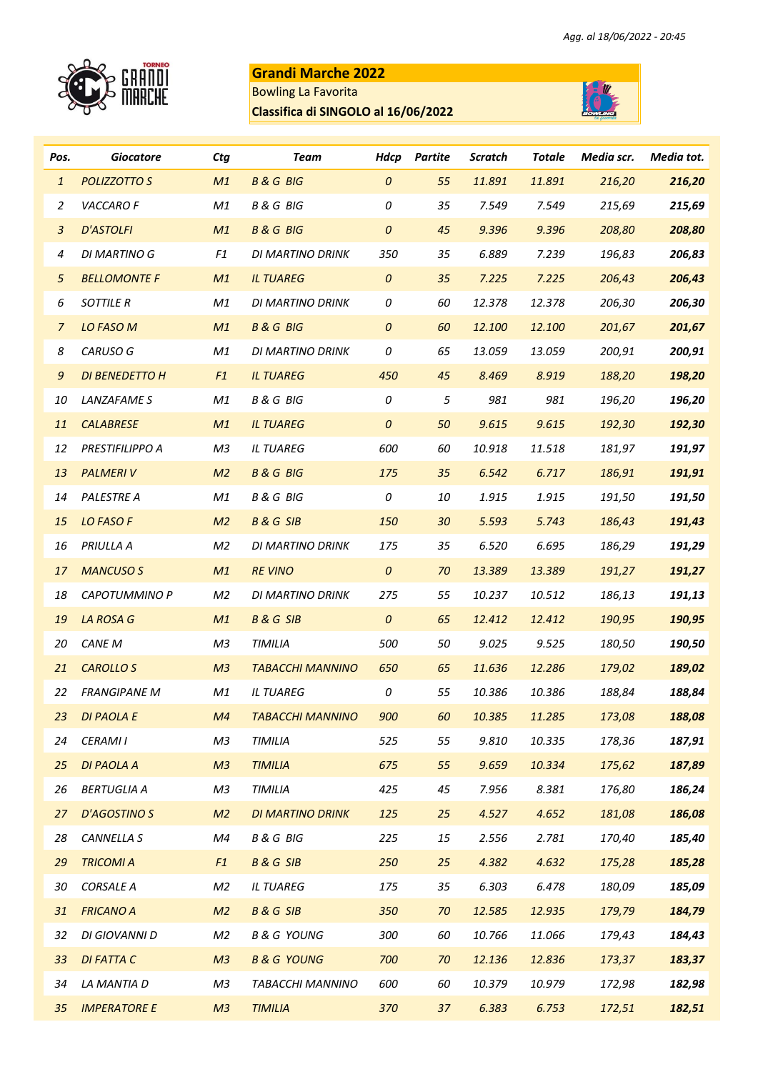Agg. al 18/06/2022 - 20:45

**Grandi Marche 2022**

Bowling La Favorita

**Classifica di SINGOLO al 16/06/2022**

| Pos. | Giocatore | Ctg | Team | Hdcp | Partite | Scratch | Totale | Media scr. | Media tot. |
|---|---|---|---|---|---|---|---|---|---|
| 1 | POLIZZOTTO S | M1 | B & G BIG | 0 | 55 | 11.891 | 11.891 | 216,20 | **216,20** |
| 2 | VACCARO F | M1 | B & G BIG | 0 | 35 | 7.549 | 7.549 | 215,69 | **215,69** |
| 3 | D'ASTOLFI | M1 | B & G BIG | 0 | 45 | 9.396 | 9.396 | 208,80 | **208,80** |
| 4 | DI MARTINO G | F1 | DI MARTINO DRINK | 350 | 35 | 6.889 | 7.239 | 196,83 | **206,83** |
| 5 | BELLOMONTE F | M1 | IL TUAREG | 0 | 35 | 7.225 | 7.225 | 206,43 | **206,43** |
| 6 | SOTTILE R | M1 | DI MARTINO DRINK | 0 | 60 | 12.378 | 12.378 | 206,30 | **206,30** |
| 7 | LO FASO M | M1 | B & G BIG | 0 | 60 | 12.100 | 12.100 | 201,67 | **201,67** |
| 8 | CARUSO G | M1 | DI MARTINO DRINK | 0 | 65 | 13.059 | 13.059 | 200,91 | **200,91** |
| 9 | DI BENEDETTO H | F1 | IL TUAREG | 450 | 45 | 8.469 | 8.919 | 188,20 | **198,20** |
| 10 | LANZAFAME S | M1 | B & G BIG | 0 | 5 | 981 | 981 | 196,20 | **196,20** |
| 11 | CALABRESE | M1 | IL TUAREG | 0 | 50 | 9.615 | 9.615 | 192,30 | **192,30** |
| 12 | PRESTIFILIPPO A | M3 | IL TUAREG | 600 | 60 | 10.918 | 11.518 | 181,97 | **191,97** |
| 13 | PALMERI V | M2 | B & G BIG | 175 | 35 | 6.542 | 6.717 | 186,91 | **191,91** |
| 14 | PALESTRE A | M1 | B & G BIG | 0 | 10 | 1.915 | 1.915 | 191,50 | **191,50** |
| 15 | LO FASO F | M2 | B & G SIB | 150 | 30 | 5.593 | 5.743 | 186,43 | **191,43** |
| 16 | PRIULLA A | M2 | DI MARTINO DRINK | 175 | 35 | 6.520 | 6.695 | 186,29 | **191,29** |
| 17 | MANCUSO S | M1 | RE VINO | 0 | 70 | 13.389 | 13.389 | 191,27 | **191,27** |
| 18 | CAPOTUMMINO P | M2 | DI MARTINO DRINK | 275 | 55 | 10.237 | 10.512 | 186,13 | **191,13** |
| 19 | LA ROSA G | M1 | B & G SIB | 0 | 65 | 12.412 | 12.412 | 190,95 | **190,95** |
| 20 | CANE M | M3 | TIMILIA | 500 | 50 | 9.025 | 9.525 | 180,50 | **190,50** |
| 21 | CAROLLO S | M3 | TABACCHI MANNINO | 650 | 65 | 11.636 | 12.286 | 179,02 | **189,02** |
| 22 | FRANGIPANE M | M1 | IL TUAREG | 0 | 55 | 10.386 | 10.386 | 188,84 | **188,84** |
| 23 | DI PAOLA E | M4 | TABACCHI MANNINO | 900 | 60 | 10.385 | 11.285 | 173,08 | **188,08** |
| 24 | CERAMI I | M3 | TIMILIA | 525 | 55 | 9.810 | 10.335 | 178,36 | **187,91** |
| 25 | DI PAOLA A | M3 | TIMILIA | 675 | 55 | 9.659 | 10.334 | 175,62 | **187,89** |
| 26 | BERTUGLIA A | M3 | TIMILIA | 425 | 45 | 7.956 | 8.381 | 176,80 | **186,24** |
| 27 | D'AGOSTINO S | M2 | DI MARTINO DRINK | 125 | 25 | 4.527 | 4.652 | 181,08 | **186,08** |
| 28 | CANNELLA S | M4 | B & G BIG | 225 | 15 | 2.556 | 2.781 | 170,40 | **185,40** |
| 29 | TRICOMI A | F1 | B & G SIB | 250 | 25 | 4.382 | 4.632 | 175,28 | **185,28** |
| 30 | CORSALE A | M2 | IL TUAREG | 175 | 35 | 6.303 | 6.478 | 180,09 | **185,09** |
| 31 | FRICANO A | M2 | B & G SIB | 350 | 70 | 12.585 | 12.935 | 179,79 | **184,79** |
| 32 | DI GIOVANNI D | M2 | B & G YOUNG | 300 | 60 | 10.766 | 11.066 | 179,43 | **184,43** |
| 33 | DI FATTA C | M3 | B & G YOUNG | 700 | 70 | 12.136 | 12.836 | 173,37 | **183,37** |
| 34 | LA MANTIA D | M3 | TABACCHI MANNINO | 600 | 60 | 10.379 | 10.979 | 172,98 | **182,98** |
| 35 | IMPERATORE E | M3 | TIMILIA | 370 | 37 | 6.383 | 6.753 | 172,51 | **182,51** |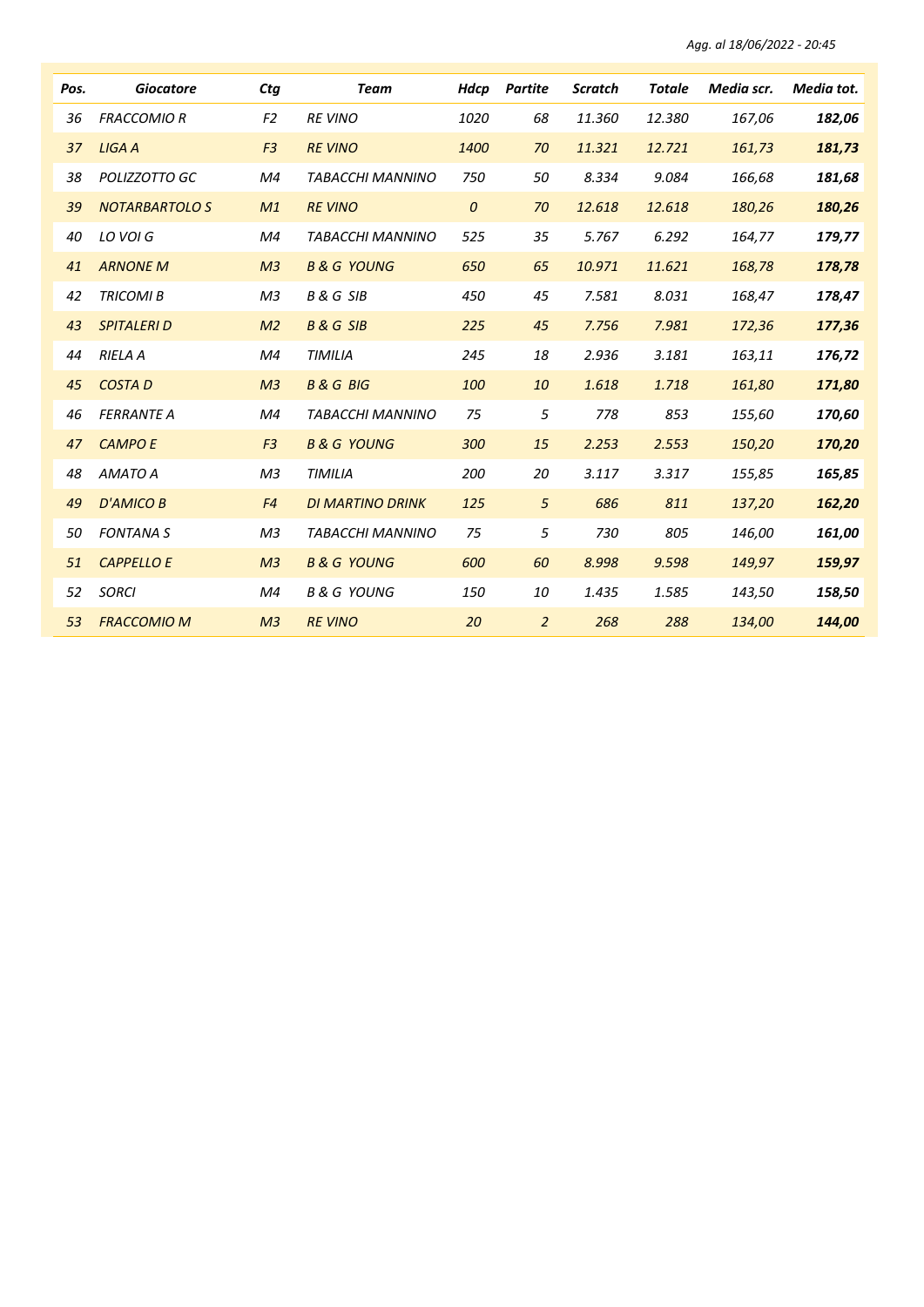*Agg. al 18/06/2022 - 20:45*

| *Pos.* | *Giocatore* | *Ctg* | *Team* | *Hdcp* | *Partite* | *Scratch* | *Totale* | *Media scr.* | *Media tot.* |
|---|---|---|---|---|---|---|---|---|---|
| 36 | FRACCOMIO R | F2 | RE VINO | 1020 | 68 | 11.360 | 12.380 | 167,06 | **182,06** |
| 37 | LIGA A | F3 | RE VINO | 1400 | 70 | 11.321 | 12.721 | 161,73 | **181,73** |
| 38 | POLIZZOTTO GC | M4 | TABACCHI MANNINO | 750 | 50 | 8.334 | 9.084 | 166,68 | **181,68** |
| 39 | NOTARBARTOLO S | M1 | RE VINO | 0 | 70 | 12.618 | 12.618 | 180,26 | **180,26** |
| 40 | LO VOI G | M4 | TABACCHI MANNINO | 525 | 35 | 5.767 | 6.292 | 164,77 | **179,77** |
| 41 | ARNONE M | M3 | B & G YOUNG | 650 | 65 | 10.971 | 11.621 | 168,78 | **178,78** |
| 42 | TRICOMI B | M3 | B & G SIB | 450 | 45 | 7.581 | 8.031 | 168,47 | **178,47** |
| 43 | SPITALERI D | M2 | B & G SIB | 225 | 45 | 7.756 | 7.981 | 172,36 | **177,36** |
| 44 | RIELA A | M4 | TIMILIA | 245 | 18 | 2.936 | 3.181 | 163,11 | **176,72** |
| 45 | COSTA D | M3 | B & G BIG | 100 | 10 | 1.618 | 1.718 | 161,80 | **171,80** |
| 46 | FERRANTE A | M4 | TABACCHI MANNINO | 75 | 5 | 778 | 853 | 155,60 | **170,60** |
| 47 | CAMPO E | F3 | B & G YOUNG | 300 | 15 | 2.253 | 2.553 | 150,20 | **170,20** |
| 48 | AMATO A | M3 | TIMILIA | 200 | 20 | 3.117 | 3.317 | 155,85 | **165,85** |
| 49 | D'AMICO B | F4 | DI MARTINO DRINK | 125 | 5 | 686 | 811 | 137,20 | **162,20** |
| 50 | FONTANA S | M3 | TABACCHI MANNINO | 75 | 5 | 730 | 805 | 146,00 | **161,00** |
| 51 | CAPPELLO E | M3 | B & G YOUNG | 600 | 60 | 8.998 | 9.598 | 149,97 | **159,97** |
| 52 | SORCI | M4 | B & G YOUNG | 150 | 10 | 1.435 | 1.585 | 143,50 | **158,50** |
| 53 | FRACCOMIO M | M3 | RE VINO | 20 | 2 | 268 | 288 | 134,00 | **144,00** |